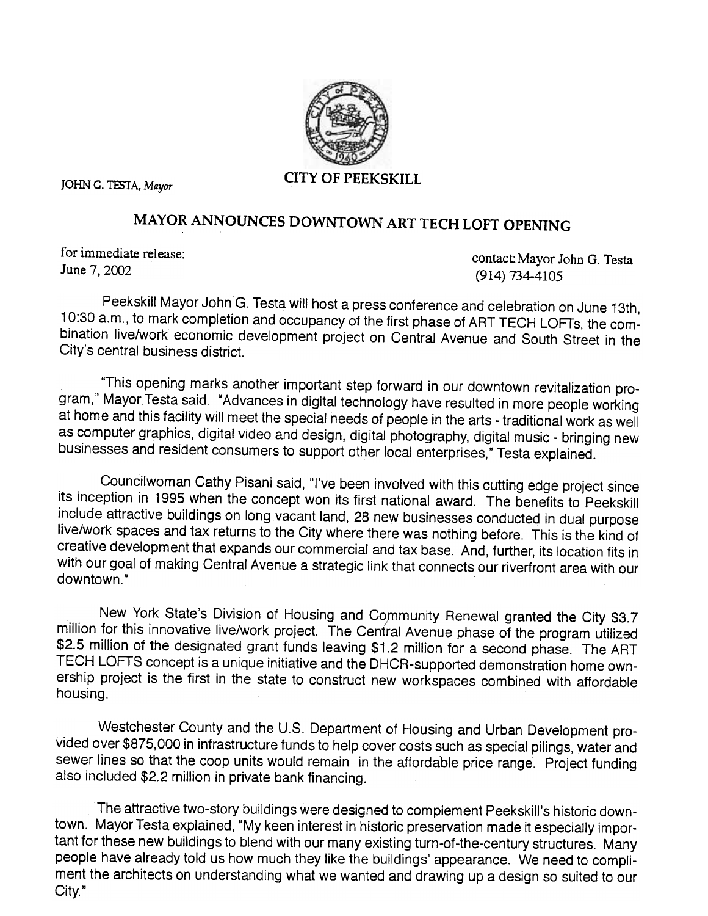JOHN G. TESTA, *Mayor*

**CITY OF PEEKSKILL**

# MAYOR ANNOUNCES DOWNTOWN ART TECH LOFT OPENING

for immediate release:
June 7, 2002

contact: Mayor John G. Testa
(914) 734-4105

Peekskill Mayor John G. Testa will host a press conference and celebration on June 13th, 10:30 a.m., to mark completion and occupancy of the first phase of ART TECH LOFTs, the combination live/work economic development project on Central Avenue and South Street in the City's central business district.

"This opening marks another important step forward in our downtown revitalization program," Mayor Testa said. "Advances in digital technology have resulted in more people working at home and this facility will meet the special needs of people in the arts - traditional work as well as computer graphics, digital video and design, digital photography, digital music - bringing new businesses and resident consumers to support other local enterprises," Testa explained.

Councilwoman Cathy Pisani said, "I've been involved with this cutting edge project since its inception in 1995 when the concept won its first national award. The benefits to Peekskill include attractive buildings on long vacant land, 28 new businesses conducted in dual purpose live/work spaces and tax returns to the City where there was nothing before. This is the kind of creative development that expands our commercial and tax base. And, further, its location fits in with our goal of making Central Avenue a strategic link that connects our riverfront area with our downtown."

New York State's Division of Housing and Community Renewal granted the City $3.7 million for this innovative live/work project. The Central Avenue phase of the program utilized $2.5 million of the designated grant funds leaving $1.2 million for a second phase. The ART TECH LOFTS concept is a unique initiative and the DHCR-supported demonstration home ownership project is the first in the state to construct new workspaces combined with affordable housing.

Westchester County and the U.S. Department of Housing and Urban Development provided over $875,000 in infrastructure funds to help cover costs such as special pilings, water and sewer lines so that the coop units would remain in the affordable price range. Project funding also included $2.2 million in private bank financing.

The attractive two-story buildings were designed to complement Peekskill's historic downtown. Mayor Testa explained, "My keen interest in historic preservation made it especially important for these new buildings to blend with our many existing turn-of-the-century structures. Many people have already told us how much they like the buildings' appearance. We need to compliment the architects on understanding what we wanted and drawing up a design so suited to our City."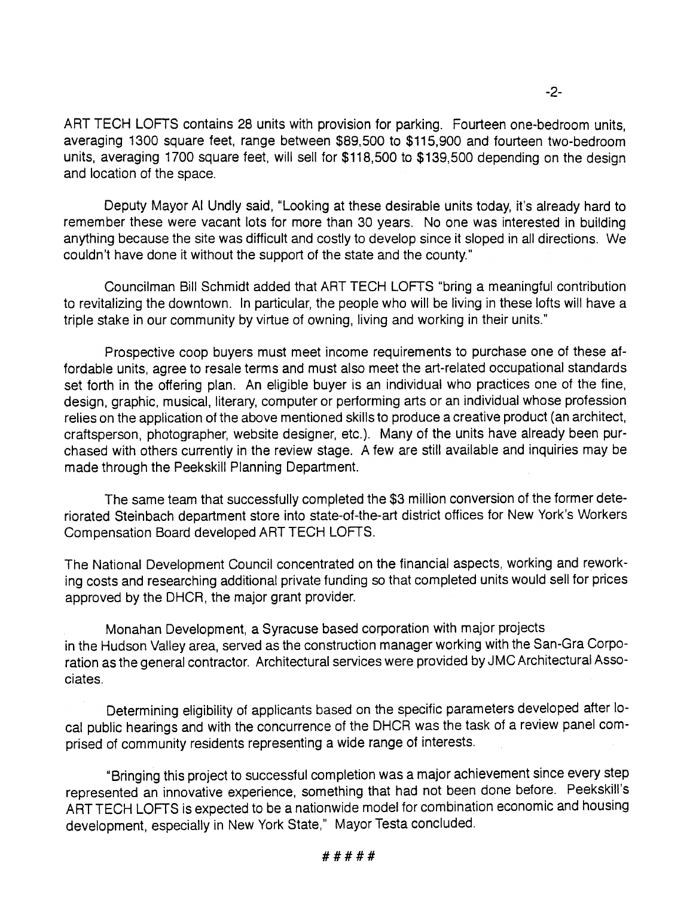ART TECH LOFTS contains 28 units with provision for parking. Fourteen one-bedroom units, averaging 1300 square feet, range between $89,500 to $115,900 and fourteen two-bedroom units, averaging 1700 square feet, will sell for $118,500 to $139,500 depending on the design and location of the space.

Deputy Mayor Al Undly said, "Looking at these desirable units today, it's already hard to remember these were vacant lots for more than 30 years. No one was interested in building anything because the site was difficult and costly to develop since it sloped in all directions. We couldn't have done it without the support of the state and the county."

Councilman Bill Schmidt added that ART TECH LOFTS "bring a meaningful contribution to revitalizing the downtown. In particular, the people who will be living in these lofts will have a triple stake in our community by virtue of owning, living and working in their units."

Prospective coop buyers must meet income requirements to purchase one of these affordable units, agree to resale terms and must also meet the art-related occupational standards set forth in the offering plan. An eligible buyer is an individual who practices one of the fine, design, graphic, musical, literary, computer or performing arts or an individual whose profession relies on the application of the above mentioned skills to produce a creative product (an architect, craftsperson, photographer, website designer, etc.). Many of the units have already been purchased with others currently in the review stage. A few are still available and inquiries may be made through the Peekskill Planning Department.

The same team that successfully completed the $3 million conversion of the former deteriorated Steinbach department store into state-of-the-art district offices for New York's Workers Compensation Board developed ART TECH LOFTS.

The National Development Council concentrated on the financial aspects, working and reworking costs and researching additional private funding so that completed units would sell for prices approved by the DHCR, the major grant provider.

Monahan Development, a Syracuse based corporation with major projects in the Hudson Valley area, served as the construction manager working with the San-Gra Corporation as the general contractor. Architectural services were provided by JMC Architectural Associates.

Determining eligibility of applicants based on the specific parameters developed after local public hearings and with the concurrence of the DHCR was the task of a review panel comprised of community residents representing a wide range of interests.

"Bringing this project to successful completion was a major achievement since every step represented an innovative experience, something that had not been done before. Peekskill's ART TECH LOFTS is expected to be a nationwide model for combination economic and housing development, especially in New York State," Mayor Testa concluded.

#####